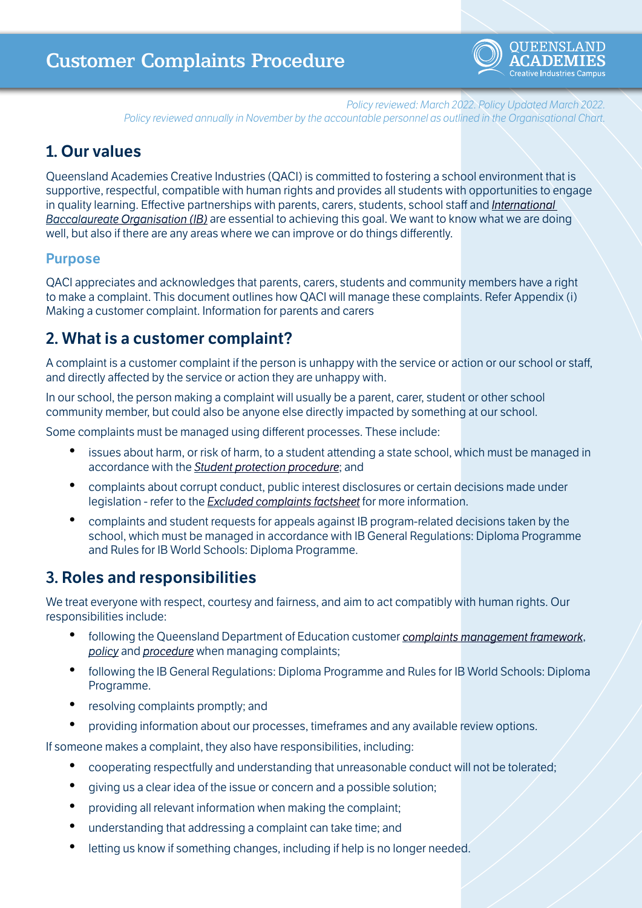# Customer Complaints Procedure

QUEENSLAND ACADEMIES Creative Industries Campus

*Policy reviewed: March 2022. Policy Updated March 2022.*
*Policy reviewed annually in November by the accountable personnel as outlined in the Organisational Chart.*

## 1. Our values

Queensland Academies Creative Industries (QACI) is committed to fostering a school environment that is supportive, respectful, compatible with human rights and provides all students with opportunities to engage in quality learning. Effective partnerships with parents, carers, students, school staff and *International Baccalaureate Organisation (IB)* are essential to achieving this goal. We want to know what we are doing well, but also if there are any areas where we can improve or do things differently.

### Purpose

QACI appreciates and acknowledges that parents, carers, students and community members have a right to make a complaint. This document outlines how QACI will manage these complaints. Refer Appendix (i) Making a customer complaint. Information for parents and carers

## 2. What is a customer complaint?

A complaint is a customer complaint if the person is unhappy with the service or action or our school or staff, and directly affected by the service or action they are unhappy with.

In our school, the person making a complaint will usually be a parent, carer, student or other school community member, but could also be anyone else directly impacted by something at our school.

Some complaints must be managed using different processes. These include:

- issues about harm, or risk of harm, to a student attending a state school, which must be managed in accordance with the *Student protection procedure*; and
- complaints about corrupt conduct, public interest disclosures or certain decisions made under legislation - refer to the *Excluded complaints factsheet* for more information.
- complaints and student requests for appeals against IB program-related decisions taken by the school, which must be managed in accordance with IB General Regulations: Diploma Programme and Rules for IB World Schools: Diploma Programme.

## 3. Roles and responsibilities

We treat everyone with respect, courtesy and fairness, and aim to act compatibly with human rights. Our responsibilities include:

- following the Queensland Department of Education customer *complaints management framework*, *policy* and *procedure* when managing complaints;
- following the IB General Regulations: Diploma Programme and Rules for IB World Schools: Diploma Programme.
- resolving complaints promptly; and
- providing information about our processes, timeframes and any available review options.

If someone makes a complaint, they also have responsibilities, including:

- cooperating respectfully and understanding that unreasonable conduct will not be tolerated;
- giving us a clear idea of the issue or concern and a possible solution;
- providing all relevant information when making the complaint;
- understanding that addressing a complaint can take time; and
- letting us know if something changes, including if help is no longer needed.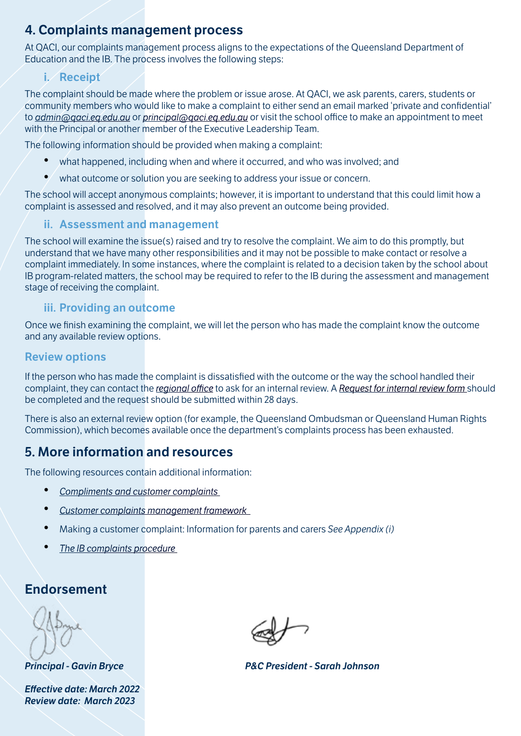## 4. Complaints management process

At QACI, our complaints management process aligns to the expectations of the Queensland Department of Education and the IB. The process involves the following steps:

### i. Receipt

The complaint should be made where the problem or issue arose. At QACI, we ask parents, carers, students or community members who would like to make a complaint to either send an email marked 'private and confidential' to *admin@qaci.eq.edu.au* or *principal@qaci.eq.edu.au* or visit the school office to make an appointment to meet with the Principal or another member of the Executive Leadership Team.

The following information should be provided when making a complaint:

- what happened, including when and where it occurred, and who was involved; and
- what outcome or solution you are seeking to address your issue or concern.

The school will accept anonymous complaints; however, it is important to understand that this could limit how a complaint is assessed and resolved, and it may also prevent an outcome being provided.

### ii. Assessment and management

The school will examine the issue(s) raised and try to resolve the complaint. We aim to do this promptly, but understand that we have many other responsibilities and it may not be possible to make contact or resolve a complaint immediately. In some instances, where the complaint is related to a decision taken by the school about IB program-related matters, the school may be required to refer to the IB during the assessment and management stage of receiving the complaint.

### iii. Providing an outcome

Once we finish examining the complaint, we will let the person who has made the complaint know the outcome and any available review options.

### Review options

If the person who has made the complaint is dissatisfied with the outcome or the way the school handled their complaint, they can contact the *regional office* to ask for an internal review. A *Request for internal review form* should be completed and the request should be submitted within 28 days.

There is also an external review option (for example, the Queensland Ombudsman or Queensland Human Rights Commission), which becomes available once the department's complaints process has been exhausted.

## 5. More information and resources

The following resources contain additional information:

- *Compliments and customer complaints*
- *Customer complaints management framework*
- Making a customer complaint: Information for parents and carers *See Appendix (i)*
- *The IB complaints procedure*

## Endorsement

***Principal - Gavin Bryce***

***P&C President - Sarah Johnson***

***Effective date: March 2022***
***Review date: March 2023***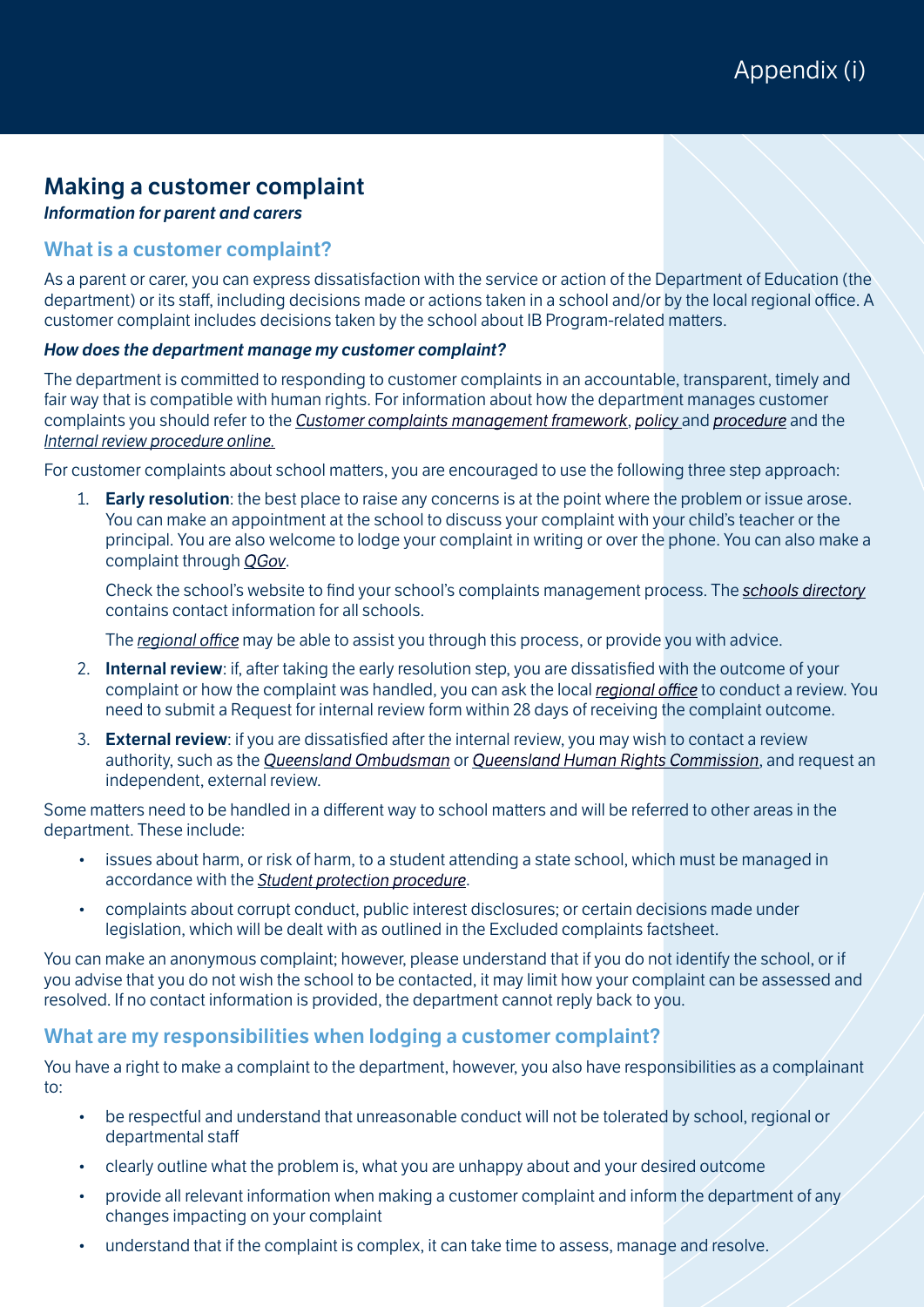Appendix (i)

# Making a customer complaint

***Information for parent and carers***

## What is a customer complaint?

As a parent or carer, you can express dissatisfaction with the service or action of the Department of Education (the department) or its staff, including decisions made or actions taken in a school and/or by the local regional office. A customer complaint includes decisions taken by the school about IB Program-related matters.

***How does the department manage my customer complaint?***

The department is committed to responding to customer complaints in an accountable, transparent, timely and fair way that is compatible with human rights. For information about how the department manages customer complaints you should refer to the *Customer complaints management framework*, *policy* and *procedure* and the *Internal review procedure online.*

For customer complaints about school matters, you are encouraged to use the following three step approach:

1. **Early resolution**: the best place to raise any concerns is at the point where the problem or issue arose. You can make an appointment at the school to discuss your complaint with your child's teacher or the principal. You are also welcome to lodge your complaint in writing or over the phone. You can also make a complaint through *QGov*.

   Check the school's website to find your school's complaints management process. The *schools directory* contains contact information for all schools.

   The *regional office* may be able to assist you through this process, or provide you with advice.

2. **Internal review**: if, after taking the early resolution step, you are dissatisfied with the outcome of your complaint or how the complaint was handled, you can ask the local *regional office* to conduct a review. You need to submit a Request for internal review form within 28 days of receiving the complaint outcome.

3. **External review**: if you are dissatisfied after the internal review, you may wish to contact a review authority, such as the *Queensland Ombudsman* or *Queensland Human Rights Commission*, and request an independent, external review.

Some matters need to be handled in a different way to school matters and will be referred to other areas in the department. These include:

- issues about harm, or risk of harm, to a student attending a state school, which must be managed in accordance with the *Student protection procedure*.
- complaints about corrupt conduct, public interest disclosures; or certain decisions made under legislation, which will be dealt with as outlined in the Excluded complaints factsheet.

You can make an anonymous complaint; however, please understand that if you do not identify the school, or if you advise that you do not wish the school to be contacted, it may limit how your complaint can be assessed and resolved. If no contact information is provided, the department cannot reply back to you.

## What are my responsibilities when lodging a customer complaint?

You have a right to make a complaint to the department, however, you also have responsibilities as a complainant to:

- be respectful and understand that unreasonable conduct will not be tolerated by school, regional or departmental staff
- clearly outline what the problem is, what you are unhappy about and your desired outcome
- provide all relevant information when making a customer complaint and inform the department of any changes impacting on your complaint
- understand that if the complaint is complex, it can take time to assess, manage and resolve.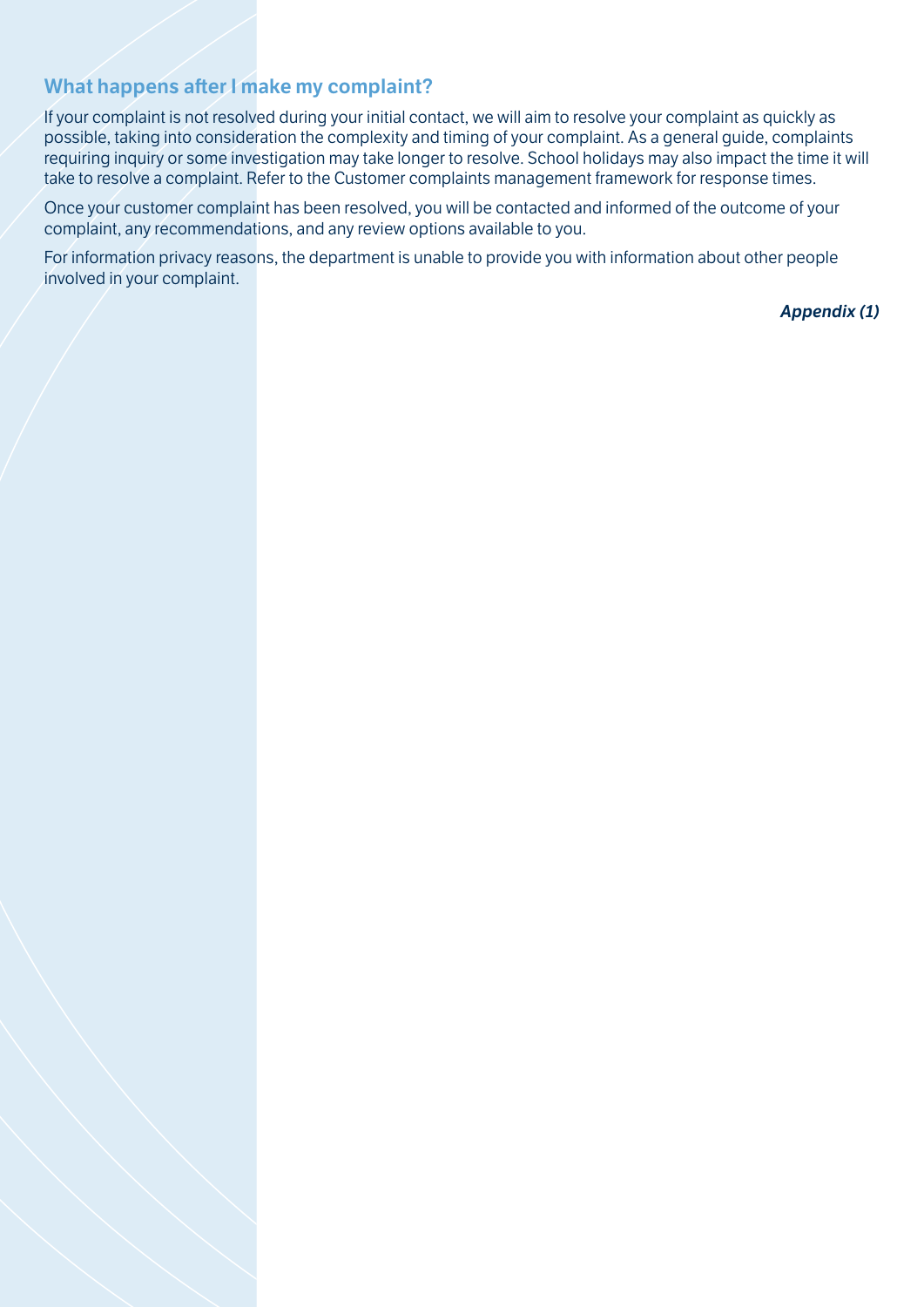## What happens after I make my complaint?

If your complaint is not resolved during your initial contact, we will aim to resolve your complaint as quickly as possible, taking into consideration the complexity and timing of your complaint. As a general guide, complaints requiring inquiry or some investigation may take longer to resolve. School holidays may also impact the time it will take to resolve a complaint. Refer to the Customer complaints management framework for response times.

Once your customer complaint has been resolved, you will be contacted and informed of the outcome of your complaint, any recommendations, and any review options available to you.

For information privacy reasons, the department is unable to provide you with information about other people involved in your complaint.

***Appendix (1)***